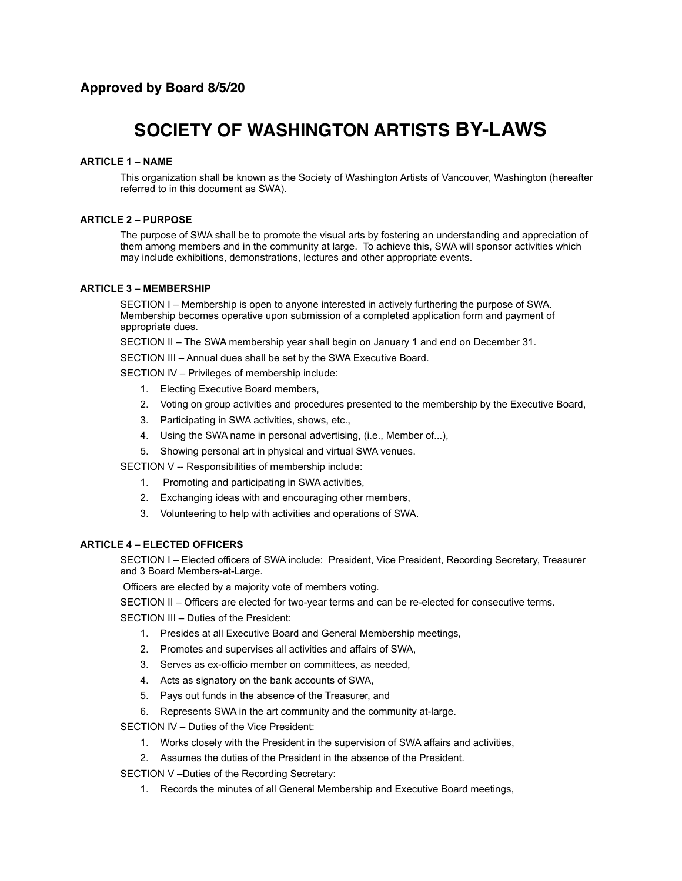**Approved by Board 8/5/20**

# SOCIETY OF WASHINGTON ARTISTS BY-LAWS

### ARTICLE 1 – NAME

This organization shall be known as the Society of Washington Artists of Vancouver, Washington (hereafter referred to in this document as SWA).

### ARTICLE 2 – PURPOSE

The purpose of SWA shall be to promote the visual arts by fostering an understanding and appreciation of them among members and in the community at large. To achieve this, SWA will sponsor activities which may include exhibitions, demonstrations, lectures and other appropriate events.

### ARTICLE 3 – MEMBERSHIP

SECTION I – Membership is open to anyone interested in actively furthering the purpose of SWA. Membership becomes operative upon submission of a completed application form and payment of appropriate dues.

SECTION II – The SWA membership year shall begin on January 1 and end on December 31.

SECTION III – Annual dues shall be set by the SWA Executive Board.

SECTION IV – Privileges of membership include:

1. Electing Executive Board members,
2. Voting on group activities and procedures presented to the membership by the Executive Board,
3. Participating in SWA activities, shows, etc.,
4. Using the SWA name in personal advertising, (i.e., Member of...),
5. Showing personal art in physical and virtual SWA venues.

SECTION V -- Responsibilities of membership include:

1. Promoting and participating in SWA activities,
2. Exchanging ideas with and encouraging other members,
3. Volunteering to help with activities and operations of SWA.

### ARTICLE 4 – ELECTED OFFICERS

SECTION I – Elected officers of SWA include: President, Vice President, Recording Secretary, Treasurer and 3 Board Members-at-Large.

Officers are elected by a majority vote of members voting.

SECTION II – Officers are elected for two-year terms and can be re-elected for consecutive terms.

SECTION III – Duties of the President:

1. Presides at all Executive Board and General Membership meetings,
2. Promotes and supervises all activities and affairs of SWA,
3. Serves as ex-officio member on committees, as needed,
4. Acts as signatory on the bank accounts of SWA,
5. Pays out funds in the absence of the Treasurer, and
6. Represents SWA in the art community and the community at-large.

SECTION IV – Duties of the Vice President:

1. Works closely with the President in the supervision of SWA affairs and activities,
2. Assumes the duties of the President in the absence of the President.

SECTION V –Duties of the Recording Secretary:

1. Records the minutes of all General Membership and Executive Board meetings,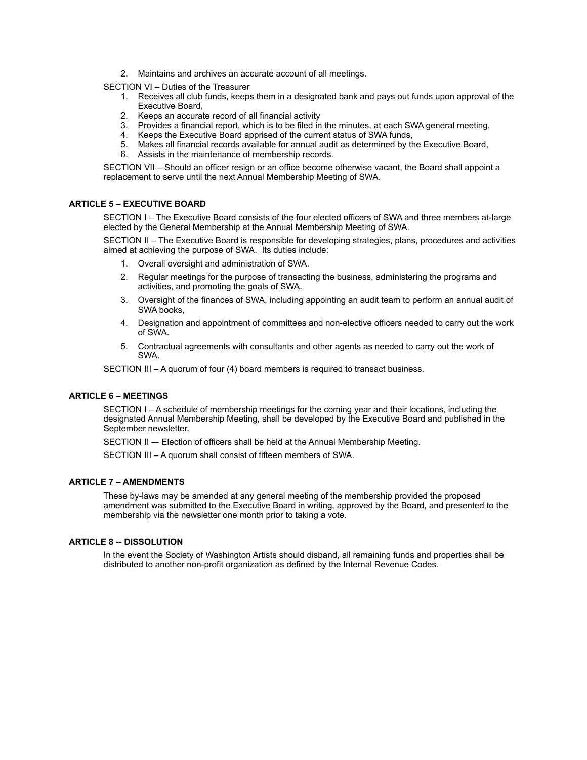2. Maintains and archives an accurate account of all meetings.

SECTION VI – Duties of the Treasurer

1. Receives all club funds, keeps them in a designated bank and pays out funds upon approval of the Executive Board,
2. Keeps an accurate record of all financial activity
3. Provides a financial report, which is to be filed in the minutes, at each SWA general meeting,
4. Keeps the Executive Board apprised of the current status of SWA funds,
5. Makes all financial records available for annual audit as determined by the Executive Board,
6. Assists in the maintenance of membership records.

SECTION VII – Should an officer resign or an office become otherwise vacant, the Board shall appoint a replacement to serve until the next Annual Membership Meeting of SWA.

**ARTICLE 5 – EXECUTIVE BOARD**

SECTION I – The Executive Board consists of the four elected officers of SWA and three members at-large elected by the General Membership at the Annual Membership Meeting of SWA.

SECTION II – The Executive Board is responsible for developing strategies, plans, procedures and activities aimed at achieving the purpose of SWA. Its duties include:

1. Overall oversight and administration of SWA.
2. Regular meetings for the purpose of transacting the business, administering the programs and activities, and promoting the goals of SWA.
3. Oversight of the finances of SWA, including appointing an audit team to perform an annual audit of SWA books,
4. Designation and appointment of committees and non-elective officers needed to carry out the work of SWA.
5. Contractual agreements with consultants and other agents as needed to carry out the work of SWA.

SECTION III – A quorum of four (4) board members is required to transact business.

**ARTICLE 6 – MEETINGS**

SECTION I – A schedule of membership meetings for the coming year and their locations, including the designated Annual Membership Meeting, shall be developed by the Executive Board and published in the September newsletter.

SECTION II –- Election of officers shall be held at the Annual Membership Meeting.

SECTION III – A quorum shall consist of fifteen members of SWA.

**ARTICLE 7 – AMENDMENTS**

These by-laws may be amended at any general meeting of the membership provided the proposed amendment was submitted to the Executive Board in writing, approved by the Board, and presented to the membership via the newsletter one month prior to taking a vote.

**ARTICLE 8 -- DISSOLUTION**

In the event the Society of Washington Artists should disband, all remaining funds and properties shall be distributed to another non-profit organization as defined by the Internal Revenue Codes.